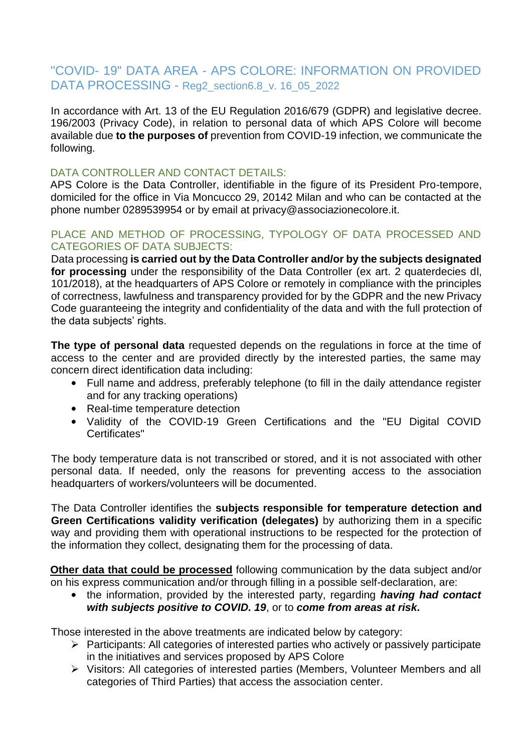# "COVID- 19" DATA AREA - APS COLORE: INFORMATION ON PROVIDED DATA PROCESSING - Reg2_section6.8_v. 16_05_2022

In accordance with Art. 13 of the EU Regulation 2016/679 (GDPR) and legislative decree. 196/2003 (Privacy Code), in relation to personal data of which APS Colore will become available due **to the purposes of** prevention from COVID-19 infection, we communicate the following.

## DATA CONTROLLER AND CONTACT DETAILS:

APS Colore is the Data Controller, identifiable in the figure of its President Pro-tempore, domiciled for the office in Via Moncucco 29, 20142 Milan and who can be contacted at the phone number 0289539954 or by email at privacy@associazionecolore.it.

## PLACE AND METHOD OF PROCESSING, TYPOLOGY OF DATA PROCESSED AND CATEGORIES OF DATA SUBJECTS:

Data processing **is carried out by the Data Controller and/or by the subjects designated for processing** under the responsibility of the Data Controller (ex art. 2 quaterdecies dl, 101/2018), at the headquarters of APS Colore or remotely in compliance with the principles of correctness, lawfulness and transparency provided for by the GDPR and the new Privacy Code guaranteeing the integrity and confidentiality of the data and with the full protection of the data subjects' rights.

**The type of personal data** requested depends on the regulations in force at the time of access to the center and are provided directly by the interested parties, the same may concern direct identification data including:

- Full name and address, preferably telephone (to fill in the daily attendance register and for any tracking operations)
- Real-time temperature detection
- Validity of the COVID-19 Green Certifications and the "EU Digital COVID Certificates"

The body temperature data is not transcribed or stored, and it is not associated with other personal data. If needed, only the reasons for preventing access to the association headquarters of workers/volunteers will be documented.

The Data Controller identifies the **subjects responsible for temperature detection and Green Certifications validity verification (delegates)** by authorizing them in a specific way and providing them with operational instructions to be respected for the protection of the information they collect, designating them for the processing of data.

**Other data that could be processed** following communication by the data subject and/or on his express communication and/or through filling in a possible self-declaration, are:

- the information, provided by the interested party, regarding ***having had contact with subjects positive to COVID. 19***, or to ***come from areas at risk.***

Those interested in the above treatments are indicated below by category:

- Participants: All categories of interested parties who actively or passively participate in the initiatives and services proposed by APS Colore
- Visitors: All categories of interested parties (Members, Volunteer Members and all categories of Third Parties) that access the association center.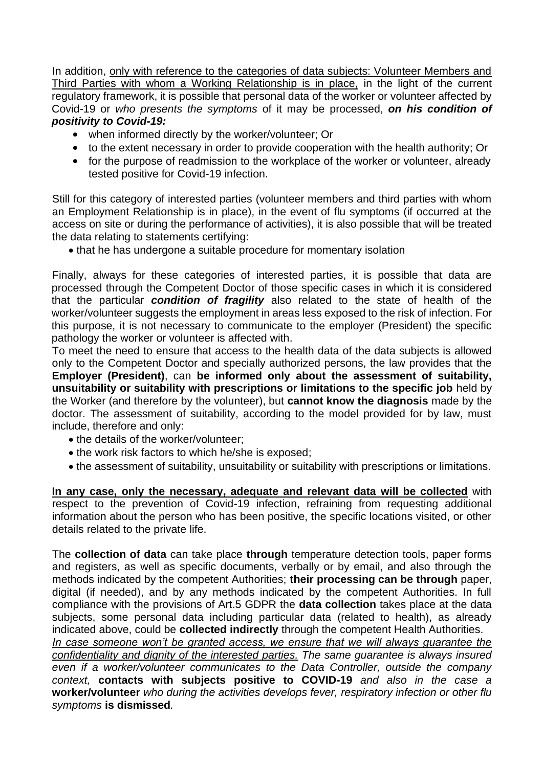In addition, <u>only with reference to the categories of data subjects: Volunteer Members and Third Parties with whom a Working Relationship is in place,</u> in the light of the current regulatory framework, it is possible that personal data of the worker or volunteer affected by Covid-19 or *who presents the symptoms* of it may be processed, ***on his condition of positivity to Covid-19:***

- when informed directly by the worker/volunteer; Or
- to the extent necessary in order to provide cooperation with the health authority; Or
- for the purpose of readmission to the workplace of the worker or volunteer, already tested positive for Covid-19 infection.

Still for this category of interested parties (volunteer members and third parties with whom an Employment Relationship is in place), in the event of flu symptoms (if occurred at the access on site or during the performance of activities), it is also possible that will be treated the data relating to statements certifying:

- that he has undergone a suitable procedure for momentary isolation

Finally, always for these categories of interested parties, it is possible that data are processed through the Competent Doctor of those specific cases in which it is considered that the particular ***condition of fragility*** also related to the state of health of the worker/volunteer suggests the employment in areas less exposed to the risk of infection. For this purpose, it is not necessary to communicate to the employer (President) the specific pathology the worker or volunteer is affected with.

To meet the need to ensure that access to the health data of the data subjects is allowed only to the Competent Doctor and specially authorized persons, the law provides that the **Employer (President)**, can **be informed only about the assessment of suitability, unsuitability or suitability with prescriptions or limitations to the specific job** held by the Worker (and therefore by the volunteer), but **cannot know the diagnosis** made by the doctor. The assessment of suitability, according to the model provided for by law, must include, therefore and only:

- the details of the worker/volunteer;
- the work risk factors to which he/she is exposed;
- the assessment of suitability, unsuitability or suitability with prescriptions or limitations.

<u>**In any case, only the necessary, adequate and relevant data will be collected**</u> with respect to the prevention of Covid-19 infection, refraining from requesting additional information about the person who has been positive, the specific locations visited, or other details related to the private life.

The **collection of data** can take place **through** temperature detection tools, paper forms and registers, as well as specific documents, verbally or by email, and also through the methods indicated by the competent Authorities; **their processing can be through** paper, digital (if needed), and by any methods indicated by the competent Authorities. In full compliance with the provisions of Art.5 GDPR the **data collection** takes place at the data subjects, some personal data including particular data (related to health), as already indicated above, could be **collected indirectly** through the competent Health Authorities.

*<u>In case someone won't be granted access, we ensure that we will always guarantee the confidentiality and dignity of the interested parties.</u> The same guarantee is always insured even if a worker/volunteer communicates to the Data Controller, outside the company context,* **contacts with subjects positive to COVID-19** *and also in the case a* **worker/volunteer** *who during the activities develops fever, respiratory infection or other flu symptoms* **is dismissed***.*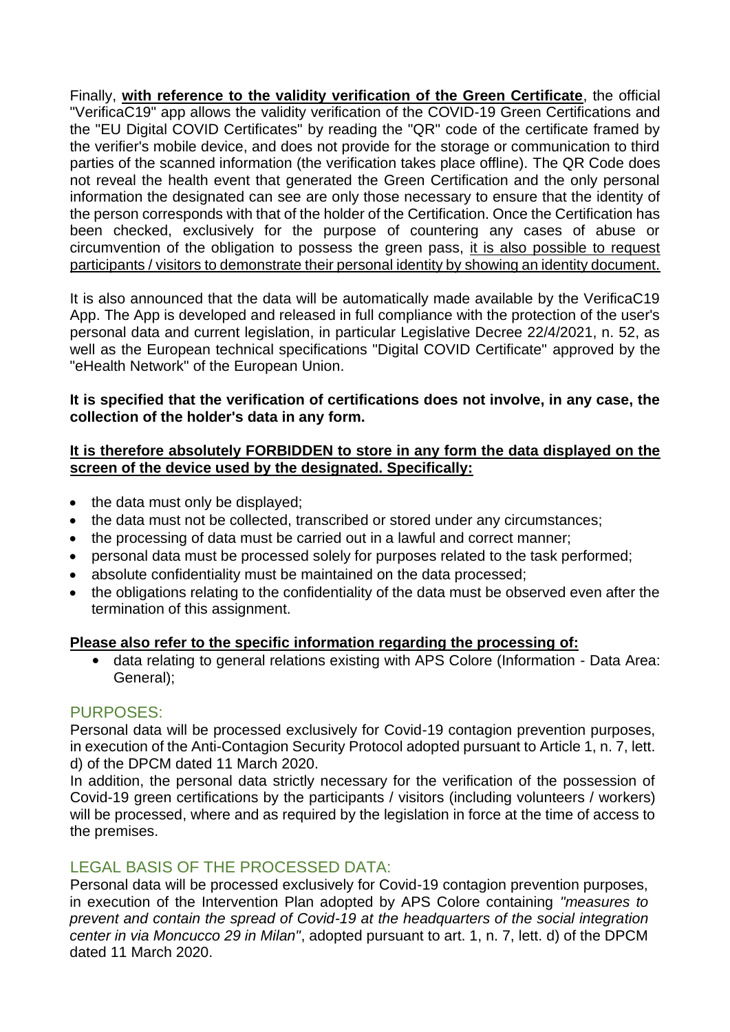Finally, **with reference to the validity verification of the Green Certificate**, the official "VerificaC19" app allows the validity verification of the COVID-19 Green Certifications and the "EU Digital COVID Certificates" by reading the "QR" code of the certificate framed by the verifier's mobile device, and does not provide for the storage or communication to third parties of the scanned information (the verification takes place offline). The QR Code does not reveal the health event that generated the Green Certification and the only personal information the designated can see are only those necessary to ensure that the identity of the person corresponds with that of the holder of the Certification. Once the Certification has been checked, exclusively for the purpose of countering any cases of abuse or circumvention of the obligation to possess the green pass, it is also possible to request participants / visitors to demonstrate their personal identity by showing an identity document.

It is also announced that the data will be automatically made available by the VerificaC19 App. The App is developed and released in full compliance with the protection of the user's personal data and current legislation, in particular Legislative Decree 22/4/2021, n. 52, as well as the European technical specifications "Digital COVID Certificate" approved by the "eHealth Network" of the European Union.

**It is specified that the verification of certifications does not involve, in any case, the collection of the holder's data in any form.**

**It is therefore absolutely FORBIDDEN to store in any form the data displayed on the screen of the device used by the designated. Specifically:**

- the data must only be displayed;
- the data must not be collected, transcribed or stored under any circumstances;
- the processing of data must be carried out in a lawful and correct manner;
- personal data must be processed solely for purposes related to the task performed;
- absolute confidentiality must be maintained on the data processed;
- the obligations relating to the confidentiality of the data must be observed even after the termination of this assignment.

**Please also refer to the specific information regarding the processing of:**

- data relating to general relations existing with APS Colore (Information - Data Area: General);

## PURPOSES:

Personal data will be processed exclusively for Covid-19 contagion prevention purposes, in execution of the Anti-Contagion Security Protocol adopted pursuant to Article 1, n. 7, lett. d) of the DPCM dated 11 March 2020.

In addition, the personal data strictly necessary for the verification of the possession of Covid-19 green certifications by the participants / visitors (including volunteers / workers) will be processed, where and as required by the legislation in force at the time of access to the premises.

## LEGAL BASIS OF THE PROCESSED DATA:

Personal data will be processed exclusively for Covid-19 contagion prevention purposes, in execution of the Intervention Plan adopted by APS Colore containing *"measures to prevent and contain the spread of Covid-19 at the headquarters of the social integration center in via Moncucco 29 in Milan"*, adopted pursuant to art. 1, n. 7, lett. d) of the DPCM dated 11 March 2020.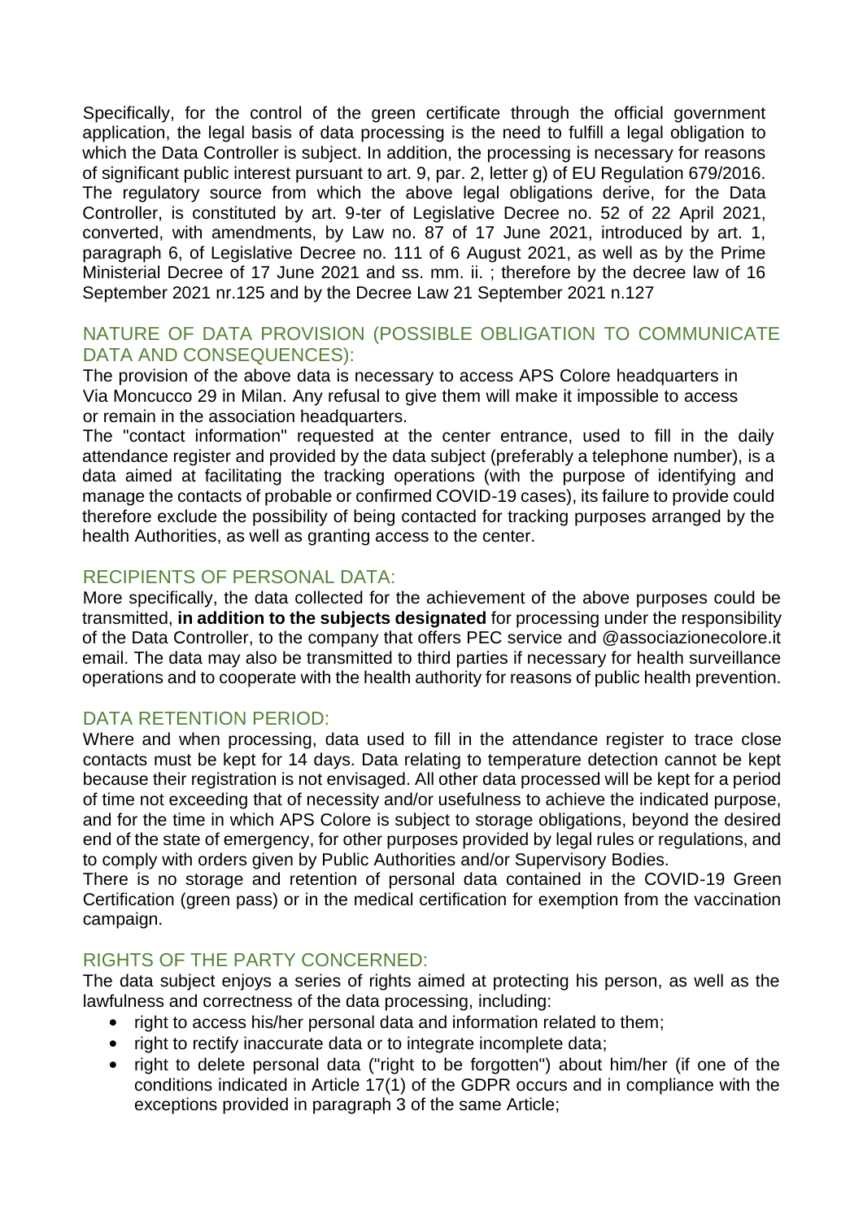Specifically, for the control of the green certificate through the official government application, the legal basis of data processing is the need to fulfill a legal obligation to which the Data Controller is subject. In addition, the processing is necessary for reasons of significant public interest pursuant to art. 9, par. 2, letter g) of EU Regulation 679/2016. The regulatory source from which the above legal obligations derive, for the Data Controller, is constituted by art. 9-ter of Legislative Decree no. 52 of 22 April 2021, converted, with amendments, by Law no. 87 of 17 June 2021, introduced by art. 1, paragraph 6, of Legislative Decree no. 111 of 6 August 2021, as well as by the Prime Ministerial Decree of 17 June 2021 and ss. mm. ii. ; therefore by the decree law of 16 September 2021 nr.125 and by the Decree Law 21 September 2021 n.127

## NATURE OF DATA PROVISION (POSSIBLE OBLIGATION TO COMMUNICATE DATA AND CONSEQUENCES):

The provision of the above data is necessary to access APS Colore headquarters in Via Moncucco 29 in Milan. Any refusal to give them will make it impossible to access or remain in the association headquarters.

The "contact information" requested at the center entrance, used to fill in the daily attendance register and provided by the data subject (preferably a telephone number), is a data aimed at facilitating the tracking operations (with the purpose of identifying and manage the contacts of probable or confirmed COVID-19 cases), its failure to provide could therefore exclude the possibility of being contacted for tracking purposes arranged by the health Authorities, as well as granting access to the center.

## RECIPIENTS OF PERSONAL DATA:

More specifically, the data collected for the achievement of the above purposes could be transmitted, **in addition to the subjects designated** for processing under the responsibility of the Data Controller, to the company that offers PEC service and @associazionecolore.it email. The data may also be transmitted to third parties if necessary for health surveillance operations and to cooperate with the health authority for reasons of public health prevention.

## DATA RETENTION PERIOD:

Where and when processing, data used to fill in the attendance register to trace close contacts must be kept for 14 days. Data relating to temperature detection cannot be kept because their registration is not envisaged. All other data processed will be kept for a period of time not exceeding that of necessity and/or usefulness to achieve the indicated purpose, and for the time in which APS Colore is subject to storage obligations, beyond the desired end of the state of emergency, for other purposes provided by legal rules or regulations, and to comply with orders given by Public Authorities and/or Supervisory Bodies.

There is no storage and retention of personal data contained in the COVID-19 Green Certification (green pass) or in the medical certification for exemption from the vaccination campaign.

## RIGHTS OF THE PARTY CONCERNED:

The data subject enjoys a series of rights aimed at protecting his person, as well as the lawfulness and correctness of the data processing, including:

- right to access his/her personal data and information related to them;
- right to rectify inaccurate data or to integrate incomplete data;
- right to delete personal data ("right to be forgotten") about him/her (if one of the conditions indicated in Article 17(1) of the GDPR occurs and in compliance with the exceptions provided in paragraph 3 of the same Article;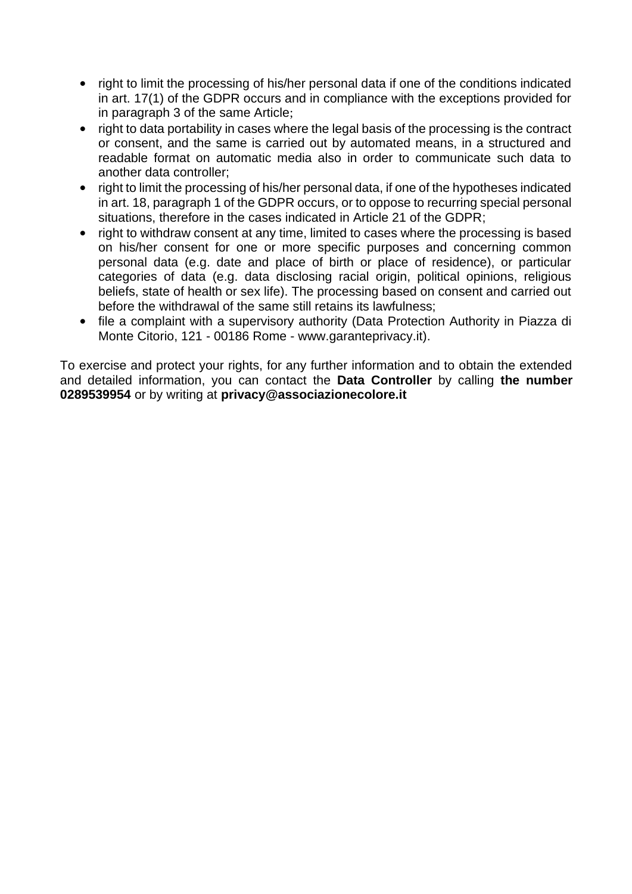- right to limit the processing of his/her personal data if one of the conditions indicated in art. 17(1) of the GDPR occurs and in compliance with the exceptions provided for in paragraph 3 of the same Article;
- right to data portability in cases where the legal basis of the processing is the contract or consent, and the same is carried out by automated means, in a structured and readable format on automatic media also in order to communicate such data to another data controller;
- right to limit the processing of his/her personal data, if one of the hypotheses indicated in art. 18, paragraph 1 of the GDPR occurs, or to oppose to recurring special personal situations, therefore in the cases indicated in Article 21 of the GDPR;
- right to withdraw consent at any time, limited to cases where the processing is based on his/her consent for one or more specific purposes and concerning common personal data (e.g. date and place of birth or place of residence), or particular categories of data (e.g. data disclosing racial origin, political opinions, religious beliefs, state of health or sex life). The processing based on consent and carried out before the withdrawal of the same still retains its lawfulness;
- file a complaint with a supervisory authority (Data Protection Authority in Piazza di Monte Citorio, 121 - 00186 Rome - www.garanteprivacy.it).

To exercise and protect your rights, for any further information and to obtain the extended and detailed information, you can contact the **Data Controller** by calling **the number 0289539954** or by writing at **privacy@associazionecolore.it**